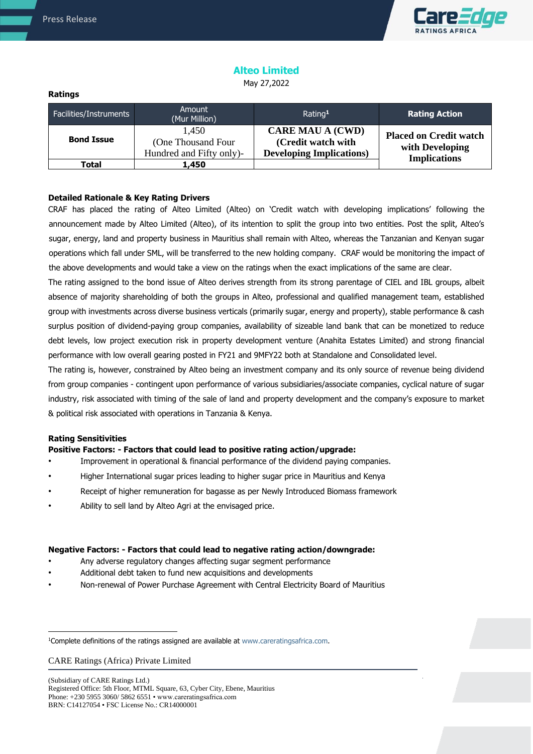# Alteo Limited

May 27,2022

**Ratings**

| Facilities/Instruments | Amount (Mur Million) | Rating[1] | Rating Action |
|---|---|---|---|
| **Bond Issue** | 1,450 (One Thousand Four Hundred and Fifty only)- | **CARE MAU A (CWD) (Credit watch with Developing Implications)** | **Placed on Credit watch with Developing Implications** |
| **Total** | **1,450** | | |

**Detailed Rationale & Key Rating Drivers**

CRAF has placed the rating of Alteo Limited (Alteo) on 'Credit watch with developing implications' following the announcement made by Alteo Limited (Alteo), of its intention to split the group into two entities. Post the split, Alteo's sugar, energy, land and property business in Mauritius shall remain with Alteo, whereas the Tanzanian and Kenyan sugar operations which fall under SML, will be transferred to the new holding company. CRAF would be monitoring the impact of the above developments and would take a view on the ratings when the exact implications of the same are clear.

The rating assigned to the bond issue of Alteo derives strength from its strong parentage of CIEL and IBL groups, albeit absence of majority shareholding of both the groups in Alteo, professional and qualified management team, established group with investments across diverse business verticals (primarily sugar, energy and property), stable performance & cash surplus position of dividend-paying group companies, availability of sizeable land bank that can be monetized to reduce debt levels, low project execution risk in property development venture (Anahita Estates Limited) and strong financial performance with low overall gearing posted in FY21 and 9MFY22 both at Standalone and Consolidated level.

The rating is, however, constrained by Alteo being an investment company and its only source of revenue being dividend from group companies - contingent upon performance of various subsidiaries/associate companies, cyclical nature of sugar industry, risk associated with timing of the sale of land and property development and the company's exposure to market & political risk associated with operations in Tanzania & Kenya.

**Rating Sensitivities**

**Positive Factors: - Factors that could lead to positive rating action/upgrade:**

- Improvement in operational & financial performance of the dividend paying companies.
- Higher International sugar prices leading to higher sugar price in Mauritius and Kenya
- Receipt of higher remuneration for bagasse as per Newly Introduced Biomass framework
- Ability to sell land by Alteo Agri at the envisaged price.

**Negative Factors: - Factors that could lead to negative rating action/downgrade:**

- Any adverse regulatory changes affecting sugar segment performance
- Additional debt taken to fund new acquisitions and developments
- Non-renewal of Power Purchase Agreement with Central Electricity Board of Mauritius

[1]Complete definitions of the ratings assigned are available at www.careratingsafrica.com.

CARE Ratings (Africa) Private Limited

(Subsidiary of CARE Ratings Ltd.)
Registered Office: 5th Floor, MTML Square, 63, Cyber City, Ebene, Mauritius
Phone: +230 5955 3060/ 5862 6551 • www.careratingsafrica.com
BRN: C14127054 • FSC License No.: CR14000001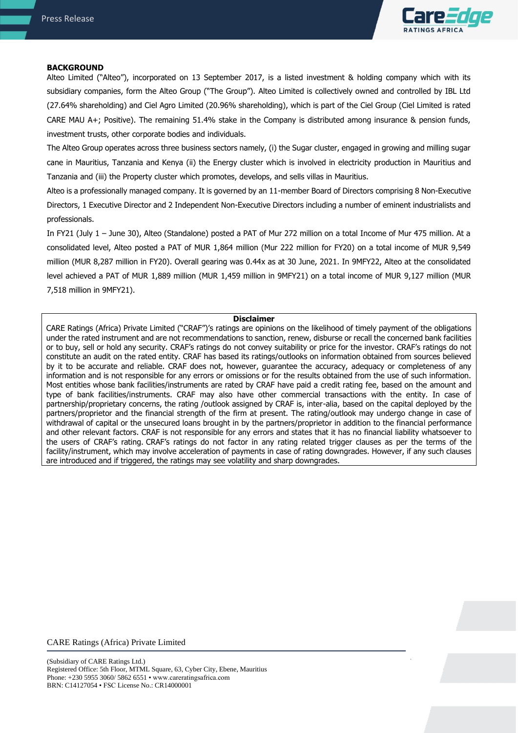**BACKGROUND**

Alteo Limited ("Alteo"), incorporated on 13 September 2017, is a listed investment & holding company which with its subsidiary companies, form the Alteo Group ("The Group"). Alteo Limited is collectively owned and controlled by IBL Ltd (27.64% shareholding) and Ciel Agro Limited (20.96% shareholding), which is part of the Ciel Group (Ciel Limited is rated CARE MAU A+; Positive). The remaining 51.4% stake in the Company is distributed among insurance & pension funds, investment trusts, other corporate bodies and individuals.

The Alteo Group operates across three business sectors namely, (i) the Sugar cluster, engaged in growing and milling sugar cane in Mauritius, Tanzania and Kenya (ii) the Energy cluster which is involved in electricity production in Mauritius and Tanzania and (iii) the Property cluster which promotes, develops, and sells villas in Mauritius.

Alteo is a professionally managed company. It is governed by an 11-member Board of Directors comprising 8 Non-Executive Directors, 1 Executive Director and 2 Independent Non-Executive Directors including a number of eminent industrialists and professionals.

In FY21 (July 1 – June 30), Alteo (Standalone) posted a PAT of Mur 272 million on a total Income of Mur 475 million. At a consolidated level, Alteo posted a PAT of MUR 1,864 million (Mur 222 million for FY20) on a total income of MUR 9,549 million (MUR 8,287 million in FY20). Overall gearing was 0.44x as at 30 June, 2021. In 9MFY22, Alteo at the consolidated level achieved a PAT of MUR 1,889 million (MUR 1,459 million in 9MFY21) on a total income of MUR 9,127 million (MUR 7,518 million in 9MFY21).

**Disclaimer**

CARE Ratings (Africa) Private Limited ("CRAF")'s ratings are opinions on the likelihood of timely payment of the obligations under the rated instrument and are not recommendations to sanction, renew, disburse or recall the concerned bank facilities or to buy, sell or hold any security. CRAF's ratings do not convey suitability or price for the investor. CRAF's ratings do not constitute an audit on the rated entity. CRAF has based its ratings/outlooks on information obtained from sources believed by it to be accurate and reliable. CRAF does not, however, guarantee the accuracy, adequacy or completeness of any information and is not responsible for any errors or omissions or for the results obtained from the use of such information. Most entities whose bank facilities/instruments are rated by CRAF have paid a credit rating fee, based on the amount and type of bank facilities/instruments. CRAF may also have other commercial transactions with the entity. In case of partnership/proprietary concerns, the rating /outlook assigned by CRAF is, inter-alia, based on the capital deployed by the partners/proprietor and the financial strength of the firm at present. The rating/outlook may undergo change in case of withdrawal of capital or the unsecured loans brought in by the partners/proprietor in addition to the financial performance and other relevant factors. CRAF is not responsible for any errors and states that it has no financial liability whatsoever to the users of CRAF's rating. CRAF's ratings do not factor in any rating related trigger clauses as per the terms of the facility/instrument, which may involve acceleration of payments in case of rating downgrades. However, if any such clauses are introduced and if triggered, the ratings may see volatility and sharp downgrades.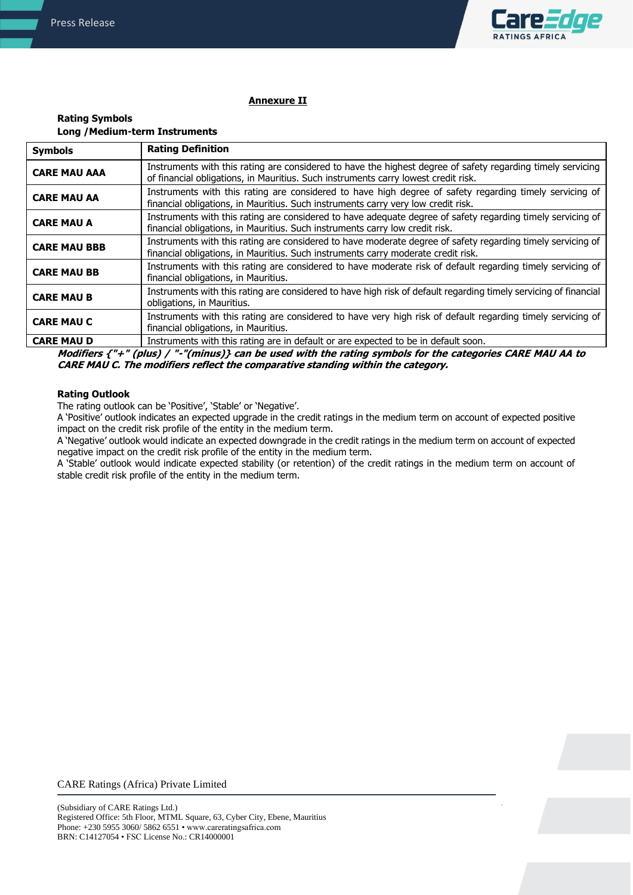## Annexure II

**Rating Symbols**
**Long /Medium-term Instruments**

| Symbols | Rating Definition |
|---|---|
| **CARE MAU AAA** | Instruments with this rating are considered to have the highest degree of safety regarding timely servicing of financial obligations, in Mauritius. Such instruments carry lowest credit risk. |
| **CARE MAU AA** | Instruments with this rating are considered to have high degree of safety regarding timely servicing of financial obligations, in Mauritius. Such instruments carry very low credit risk. |
| **CARE MAU A** | Instruments with this rating are considered to have adequate degree of safety regarding timely servicing of financial obligations, in Mauritius. Such instruments carry low credit risk. |
| **CARE MAU BBB** | Instruments with this rating are considered to have moderate degree of safety regarding timely servicing of financial obligations, in Mauritius. Such instruments carry moderate credit risk. |
| **CARE MAU BB** | Instruments with this rating are considered to have moderate risk of default regarding timely servicing of financial obligations, in Mauritius. |
| **CARE MAU B** | Instruments with this rating are considered to have high risk of default regarding timely servicing of financial obligations, in Mauritius. |
| **CARE MAU C** | Instruments with this rating are considered to have very high risk of default regarding timely servicing of financial obligations, in Mauritius. |
| **CARE MAU D** | Instruments with this rating are in default or are expected to be in default soon. |

***Modifiers {"+" (plus) / "-"(minus)} can be used with the rating symbols for the categories CARE MAU AA to CARE MAU C. The modifiers reflect the comparative standing within the category.***

**Rating Outlook**

The rating outlook can be 'Positive', 'Stable' or 'Negative'.

A 'Positive' outlook indicates an expected upgrade in the credit ratings in the medium term on account of expected positive impact on the credit risk profile of the entity in the medium term.

A 'Negative' outlook would indicate an expected downgrade in the credit ratings in the medium term on account of expected negative impact on the credit risk profile of the entity in the medium term.

A 'Stable' outlook would indicate expected stability (or retention) of the credit ratings in the medium term on account of stable credit risk profile of the entity in the medium term.